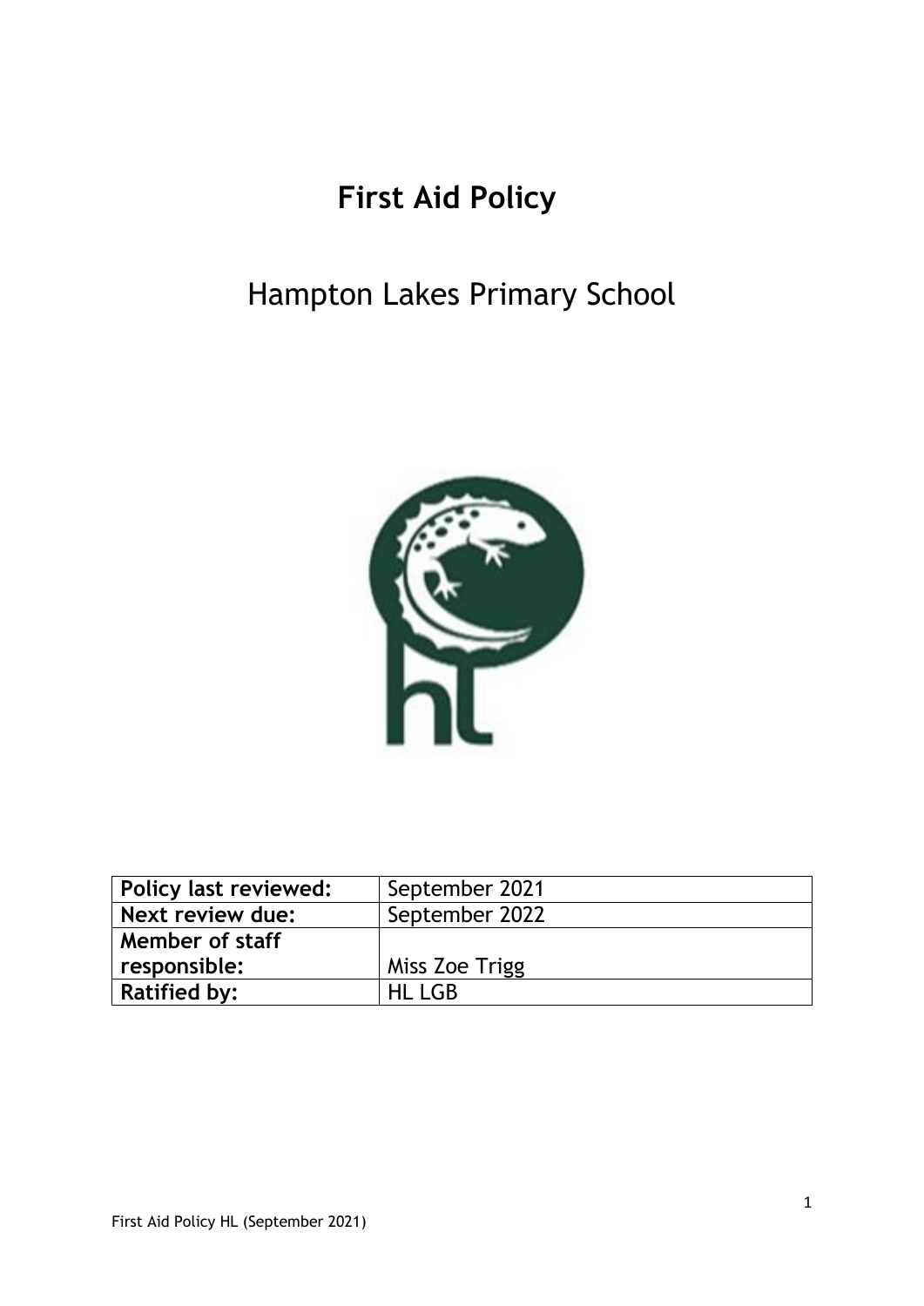# First Aid Policy

## Hampton Lakes Primary School

| Policy last reviewed: | September 2021 |
|---|---|
| Next review due: | September 2022 |
| Member of staff responsible: | Miss Zoe Trigg |
| Ratified by: | HL LGB |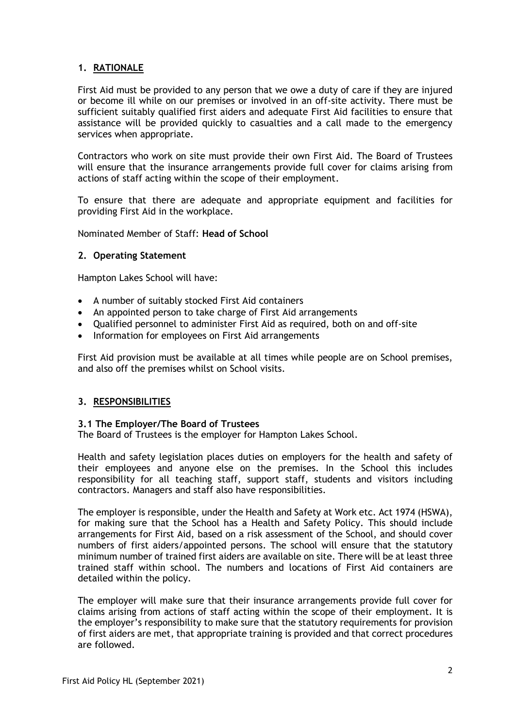## 1. RATIONALE

First Aid must be provided to any person that we owe a duty of care if they are injured or become ill while on our premises or involved in an off-site activity. There must be sufficient suitably qualified first aiders and adequate First Aid facilities to ensure that assistance will be provided quickly to casualties and a call made to the emergency services when appropriate.

Contractors who work on site must provide their own First Aid. The Board of Trustees will ensure that the insurance arrangements provide full cover for claims arising from actions of staff acting within the scope of their employment.

To ensure that there are adequate and appropriate equipment and facilities for providing First Aid in the workplace.

Nominated Member of Staff: **Head of School**

## 2. Operating Statement

Hampton Lakes School will have:

- A number of suitably stocked First Aid containers
- An appointed person to take charge of First Aid arrangements
- Qualified personnel to administer First Aid as required, both on and off-site
- Information for employees on First Aid arrangements

First Aid provision must be available at all times while people are on School premises, and also off the premises whilst on School visits.

## 3. RESPONSIBILITIES

### 3.1 The Employer/The Board of Trustees

The Board of Trustees is the employer for Hampton Lakes School.

Health and safety legislation places duties on employers for the health and safety of their employees and anyone else on the premises. In the School this includes responsibility for all teaching staff, support staff, students and visitors including contractors. Managers and staff also have responsibilities.

The employer is responsible, under the Health and Safety at Work etc. Act 1974 (HSWA), for making sure that the School has a Health and Safety Policy. This should include arrangements for First Aid, based on a risk assessment of the School, and should cover numbers of first aiders/appointed persons. The school will ensure that the statutory minimum number of trained first aiders are available on site. There will be at least three trained staff within school. The numbers and locations of First Aid containers are detailed within the policy.

The employer will make sure that their insurance arrangements provide full cover for claims arising from actions of staff acting within the scope of their employment. It is the employer's responsibility to make sure that the statutory requirements for provision of first aiders are met, that appropriate training is provided and that correct procedures are followed.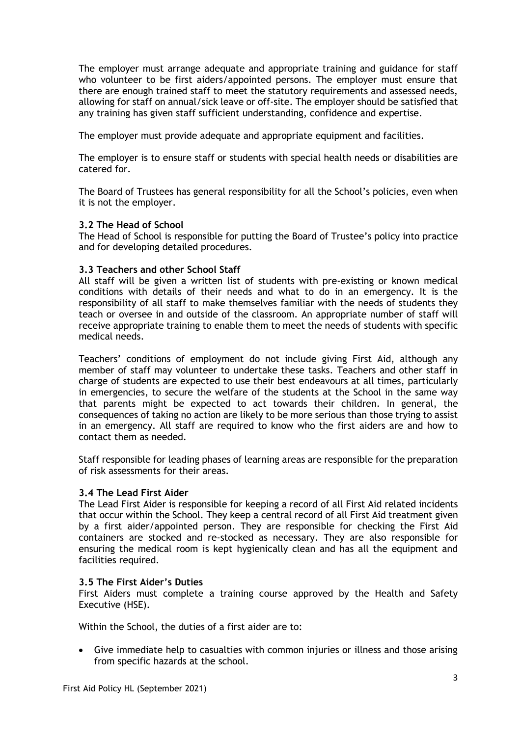The employer must arrange adequate and appropriate training and guidance for staff who volunteer to be first aiders/appointed persons. The employer must ensure that there are enough trained staff to meet the statutory requirements and assessed needs, allowing for staff on annual/sick leave or off-site. The employer should be satisfied that any training has given staff sufficient understanding, confidence and expertise.

The employer must provide adequate and appropriate equipment and facilities.

The employer is to ensure staff or students with special health needs or disabilities are catered for.

The Board of Trustees has general responsibility for all the School's policies, even when it is not the employer.

### 3.2 The Head of School

The Head of School is responsible for putting the Board of Trustee's policy into practice and for developing detailed procedures.

### 3.3 Teachers and other School Staff

All staff will be given a written list of students with pre-existing or known medical conditions with details of their needs and what to do in an emergency. It is the responsibility of all staff to make themselves familiar with the needs of students they teach or oversee in and outside of the classroom. An appropriate number of staff will receive appropriate training to enable them to meet the needs of students with specific medical needs.

Teachers' conditions of employment do not include giving First Aid, although any member of staff may volunteer to undertake these tasks. Teachers and other staff in charge of students are expected to use their best endeavours at all times, particularly in emergencies, to secure the welfare of the students at the School in the same way that parents might be expected to act towards their children. In general, the consequences of taking no action are likely to be more serious than those trying to assist in an emergency. All staff are required to know who the first aiders are and how to contact them as needed.

Staff responsible for leading phases of learning areas are responsible for the preparation of risk assessments for their areas.

### 3.4 The Lead First Aider

The Lead First Aider is responsible for keeping a record of all First Aid related incidents that occur within the School. They keep a central record of all First Aid treatment given by a first aider/appointed person. They are responsible for checking the First Aid containers are stocked and re-stocked as necessary. They are also responsible for ensuring the medical room is kept hygienically clean and has all the equipment and facilities required.

### 3.5 The First Aider's Duties

First Aiders must complete a training course approved by the Health and Safety Executive (HSE).

Within the School, the duties of a first aider are to:

- Give immediate help to casualties with common injuries or illness and those arising from specific hazards at the school.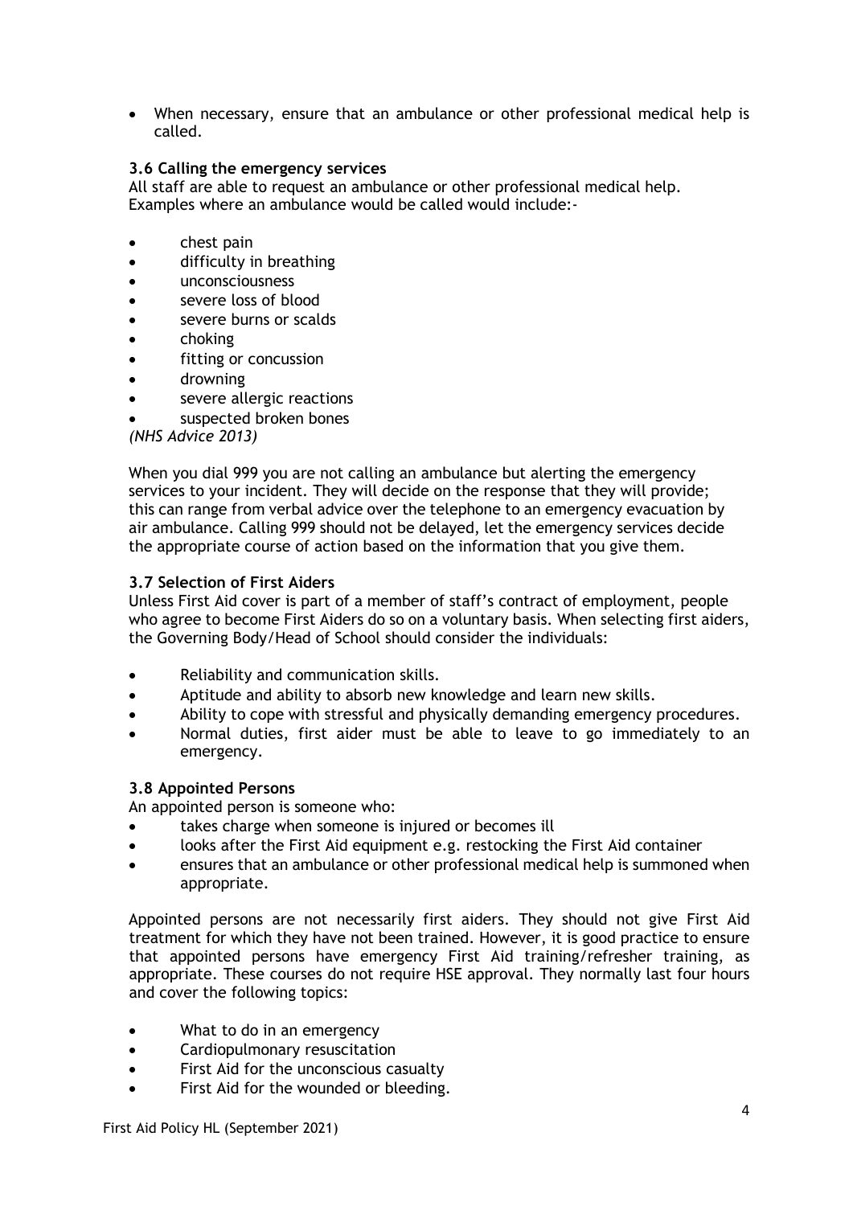- When necessary, ensure that an ambulance or other professional medical help is called.

### 3.6 Calling the emergency services

All staff are able to request an ambulance or other professional medical help. Examples where an ambulance would be called would include:-

- chest pain
- difficulty in breathing
- unconsciousness
- severe loss of blood
- severe burns or scalds
- choking
- fitting or concussion
- drowning
- severe allergic reactions
- suspected broken bones

*(NHS Advice 2013)*

When you dial 999 you are not calling an ambulance but alerting the emergency services to your incident. They will decide on the response that they will provide; this can range from verbal advice over the telephone to an emergency evacuation by air ambulance. Calling 999 should not be delayed, let the emergency services decide the appropriate course of action based on the information that you give them.

### 3.7 Selection of First Aiders

Unless First Aid cover is part of a member of staff's contract of employment, people who agree to become First Aiders do so on a voluntary basis. When selecting first aiders, the Governing Body/Head of School should consider the individuals:

- Reliability and communication skills.
- Aptitude and ability to absorb new knowledge and learn new skills.
- Ability to cope with stressful and physically demanding emergency procedures.
- Normal duties, first aider must be able to leave to go immediately to an emergency.

### 3.8 Appointed Persons

An appointed person is someone who:

- takes charge when someone is injured or becomes ill
- looks after the First Aid equipment e.g. restocking the First Aid container
- ensures that an ambulance or other professional medical help is summoned when appropriate.

Appointed persons are not necessarily first aiders. They should not give First Aid treatment for which they have not been trained. However, it is good practice to ensure that appointed persons have emergency First Aid training/refresher training, as appropriate. These courses do not require HSE approval. They normally last four hours and cover the following topics:

- What to do in an emergency
- Cardiopulmonary resuscitation
- First Aid for the unconscious casualty
- First Aid for the wounded or bleeding.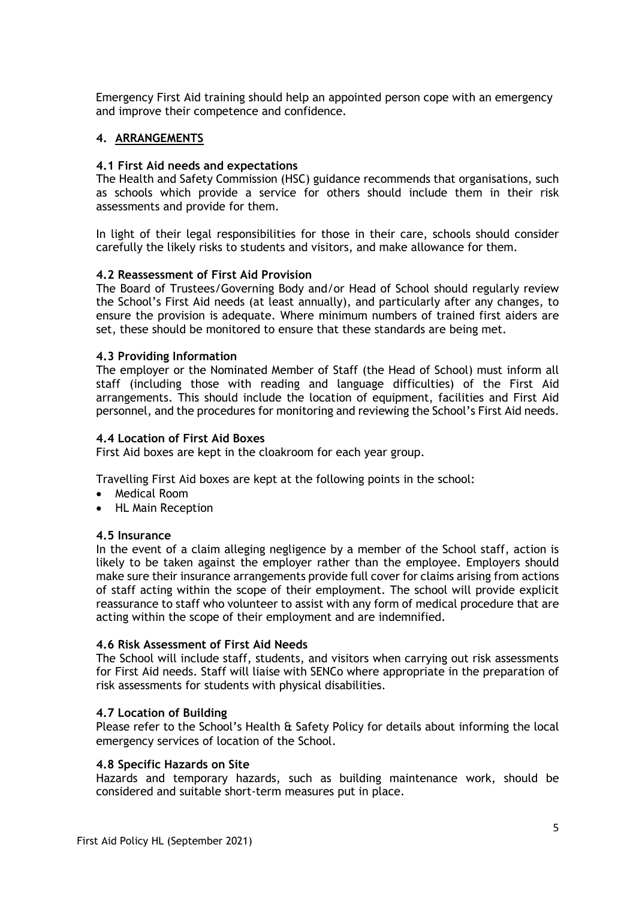Emergency First Aid training should help an appointed person cope with an emergency and improve their competence and confidence.

## 4. ARRANGEMENTS

### 4.1 First Aid needs and expectations

The Health and Safety Commission (HSC) guidance recommends that organisations, such as schools which provide a service for others should include them in their risk assessments and provide for them.

In light of their legal responsibilities for those in their care, schools should consider carefully the likely risks to students and visitors, and make allowance for them.

### 4.2 Reassessment of First Aid Provision

The Board of Trustees/Governing Body and/or Head of School should regularly review the School's First Aid needs (at least annually), and particularly after any changes, to ensure the provision is adequate. Where minimum numbers of trained first aiders are set, these should be monitored to ensure that these standards are being met.

### 4.3 Providing Information

The employer or the Nominated Member of Staff (the Head of School) must inform all staff (including those with reading and language difficulties) of the First Aid arrangements. This should include the location of equipment, facilities and First Aid personnel, and the procedures for monitoring and reviewing the School's First Aid needs.

### 4.4 Location of First Aid Boxes

First Aid boxes are kept in the cloakroom for each year group.

Travelling First Aid boxes are kept at the following points in the school:

- Medical Room
- HL Main Reception

### 4.5 Insurance

In the event of a claim alleging negligence by a member of the School staff, action is likely to be taken against the employer rather than the employee. Employers should make sure their insurance arrangements provide full cover for claims arising from actions of staff acting within the scope of their employment. The school will provide explicit reassurance to staff who volunteer to assist with any form of medical procedure that are acting within the scope of their employment and are indemnified.

### 4.6 Risk Assessment of First Aid Needs

The School will include staff, students, and visitors when carrying out risk assessments for First Aid needs. Staff will liaise with SENCo where appropriate in the preparation of risk assessments for students with physical disabilities.

### 4.7 Location of Building

Please refer to the School's Health & Safety Policy for details about informing the local emergency services of location of the School.

### 4.8 Specific Hazards on Site

Hazards and temporary hazards, such as building maintenance work, should be considered and suitable short-term measures put in place.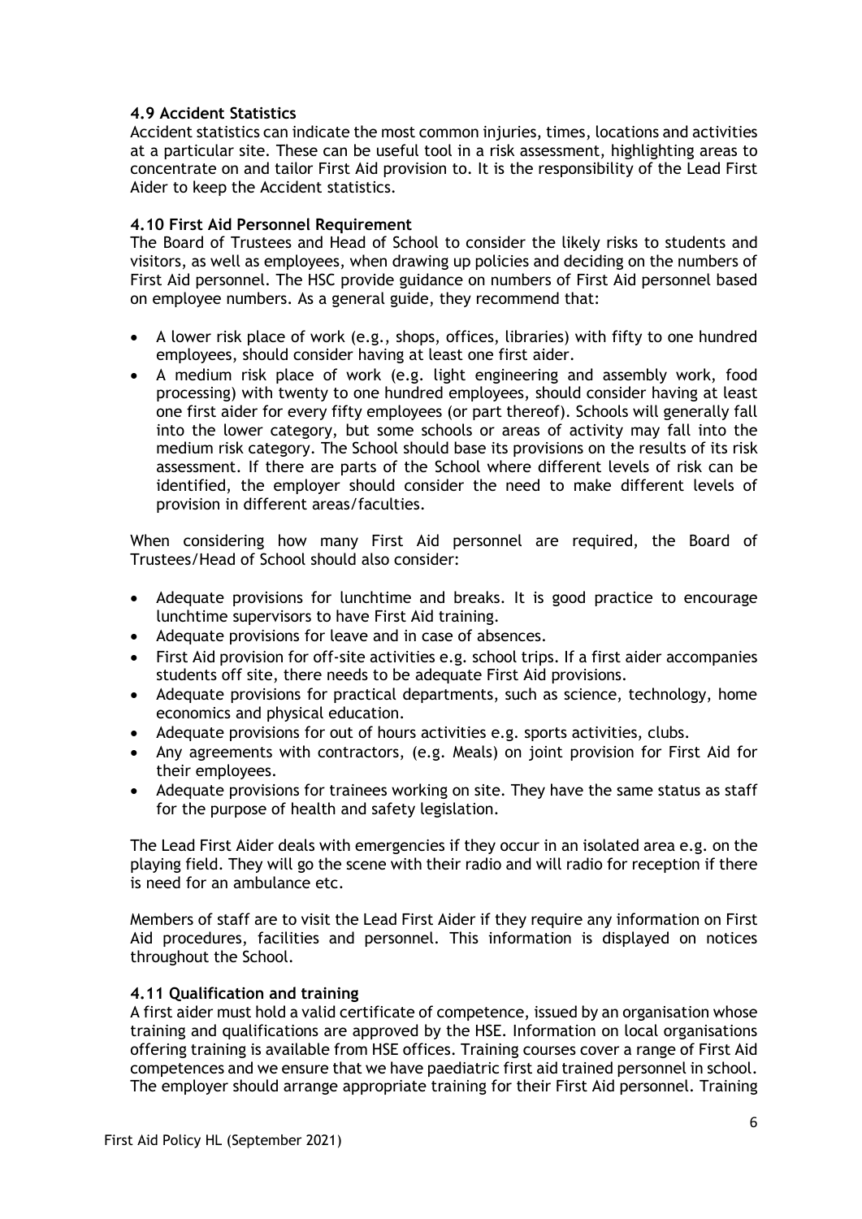### 4.9 Accident Statistics

Accident statistics can indicate the most common injuries, times, locations and activities at a particular site. These can be useful tool in a risk assessment, highlighting areas to concentrate on and tailor First Aid provision to. It is the responsibility of the Lead First Aider to keep the Accident statistics.

### 4.10 First Aid Personnel Requirement

The Board of Trustees and Head of School to consider the likely risks to students and visitors, as well as employees, when drawing up policies and deciding on the numbers of First Aid personnel. The HSC provide guidance on numbers of First Aid personnel based on employee numbers. As a general guide, they recommend that:

- A lower risk place of work (e.g., shops, offices, libraries) with fifty to one hundred employees, should consider having at least one first aider.
- A medium risk place of work (e.g. light engineering and assembly work, food processing) with twenty to one hundred employees, should consider having at least one first aider for every fifty employees (or part thereof). Schools will generally fall into the lower category, but some schools or areas of activity may fall into the medium risk category. The School should base its provisions on the results of its risk assessment. If there are parts of the School where different levels of risk can be identified, the employer should consider the need to make different levels of provision in different areas/faculties.

When considering how many First Aid personnel are required, the Board of Trustees/Head of School should also consider:

- Adequate provisions for lunchtime and breaks. It is good practice to encourage lunchtime supervisors to have First Aid training.
- Adequate provisions for leave and in case of absences.
- First Aid provision for off-site activities e.g. school trips. If a first aider accompanies students off site, there needs to be adequate First Aid provisions.
- Adequate provisions for practical departments, such as science, technology, home economics and physical education.
- Adequate provisions for out of hours activities e.g. sports activities, clubs.
- Any agreements with contractors, (e.g. Meals) on joint provision for First Aid for their employees.
- Adequate provisions for trainees working on site. They have the same status as staff for the purpose of health and safety legislation.

The Lead First Aider deals with emergencies if they occur in an isolated area e.g. on the playing field. They will go the scene with their radio and will radio for reception if there is need for an ambulance etc.

Members of staff are to visit the Lead First Aider if they require any information on First Aid procedures, facilities and personnel. This information is displayed on notices throughout the School.

### 4.11 Qualification and training

A first aider must hold a valid certificate of competence, issued by an organisation whose training and qualifications are approved by the HSE. Information on local organisations offering training is available from HSE offices. Training courses cover a range of First Aid competences and we ensure that we have paediatric first aid trained personnel in school. The employer should arrange appropriate training for their First Aid personnel. Training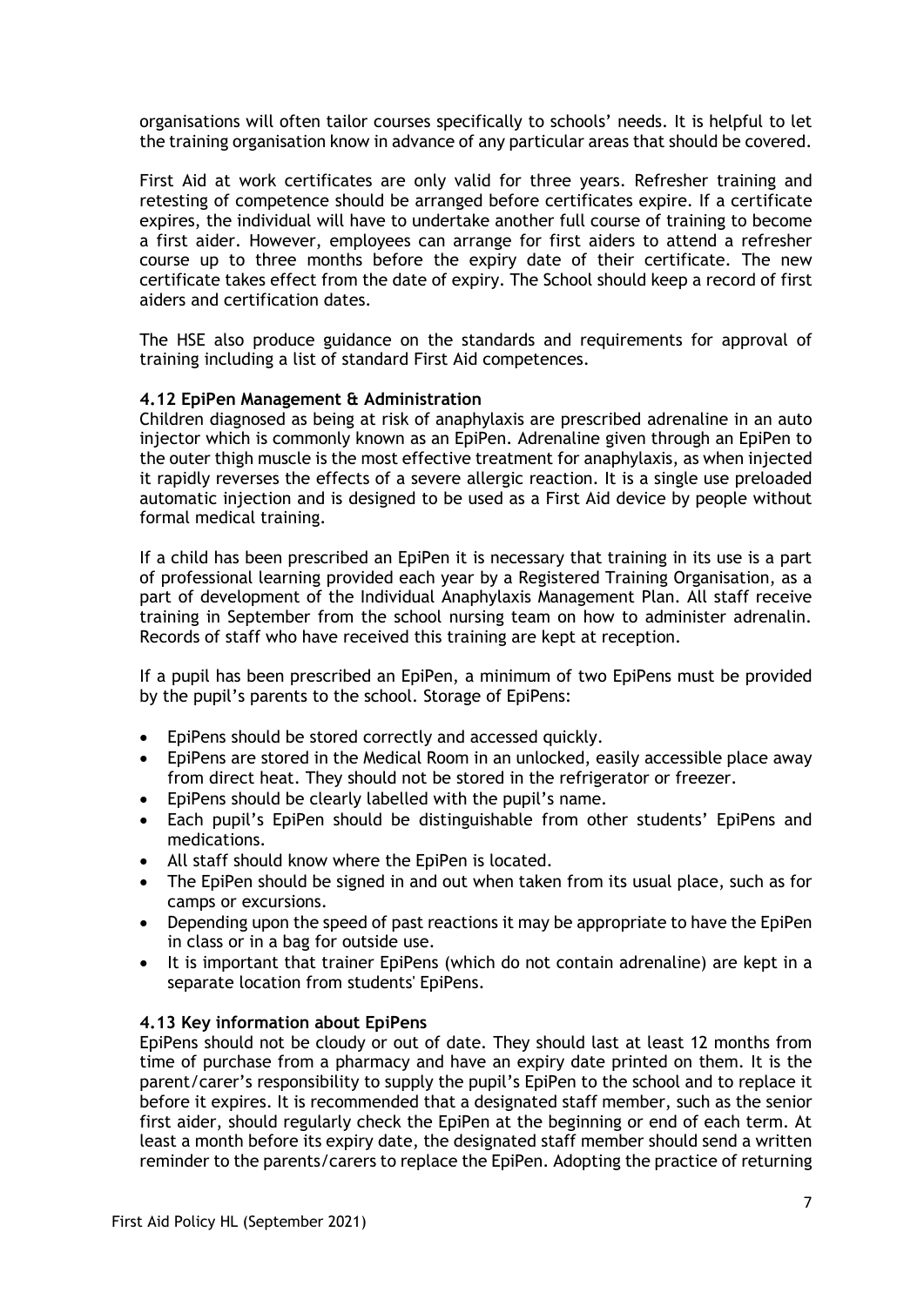organisations will often tailor courses specifically to schools' needs. It is helpful to let the training organisation know in advance of any particular areas that should be covered.

First Aid at work certificates are only valid for three years. Refresher training and retesting of competence should be arranged before certificates expire. If a certificate expires, the individual will have to undertake another full course of training to become a first aider. However, employees can arrange for first aiders to attend a refresher course up to three months before the expiry date of their certificate. The new certificate takes effect from the date of expiry. The School should keep a record of first aiders and certification dates.

The HSE also produce guidance on the standards and requirements for approval of training including a list of standard First Aid competences.

**4.12 EpiPen Management & Administration**

Children diagnosed as being at risk of anaphylaxis are prescribed adrenaline in an auto injector which is commonly known as an EpiPen. Adrenaline given through an EpiPen to the outer thigh muscle is the most effective treatment for anaphylaxis, as when injected it rapidly reverses the effects of a severe allergic reaction. It is a single use preloaded automatic injection and is designed to be used as a First Aid device by people without formal medical training.

If a child has been prescribed an EpiPen it is necessary that training in its use is a part of professional learning provided each year by a Registered Training Organisation, as a part of development of the Individual Anaphylaxis Management Plan. All staff receive training in September from the school nursing team on how to administer adrenalin. Records of staff who have received this training are kept at reception.

If a pupil has been prescribed an EpiPen, a minimum of two EpiPens must be provided by the pupil's parents to the school. Storage of EpiPens:

- EpiPens should be stored correctly and accessed quickly.
- EpiPens are stored in the Medical Room in an unlocked, easily accessible place away from direct heat. They should not be stored in the refrigerator or freezer.
- EpiPens should be clearly labelled with the pupil's name.
- Each pupil's EpiPen should be distinguishable from other students' EpiPens and medications.
- All staff should know where the EpiPen is located.
- The EpiPen should be signed in and out when taken from its usual place, such as for camps or excursions.
- Depending upon the speed of past reactions it may be appropriate to have the EpiPen in class or in a bag for outside use.
- It is important that trainer EpiPens (which do not contain adrenaline) are kept in a separate location from students' EpiPens.

**4.13 Key information about EpiPens**

EpiPens should not be cloudy or out of date. They should last at least 12 months from time of purchase from a pharmacy and have an expiry date printed on them. It is the parent/carer's responsibility to supply the pupil's EpiPen to the school and to replace it before it expires. It is recommended that a designated staff member, such as the senior first aider, should regularly check the EpiPen at the beginning or end of each term. At least a month before its expiry date, the designated staff member should send a written reminder to the parents/carers to replace the EpiPen. Adopting the practice of returning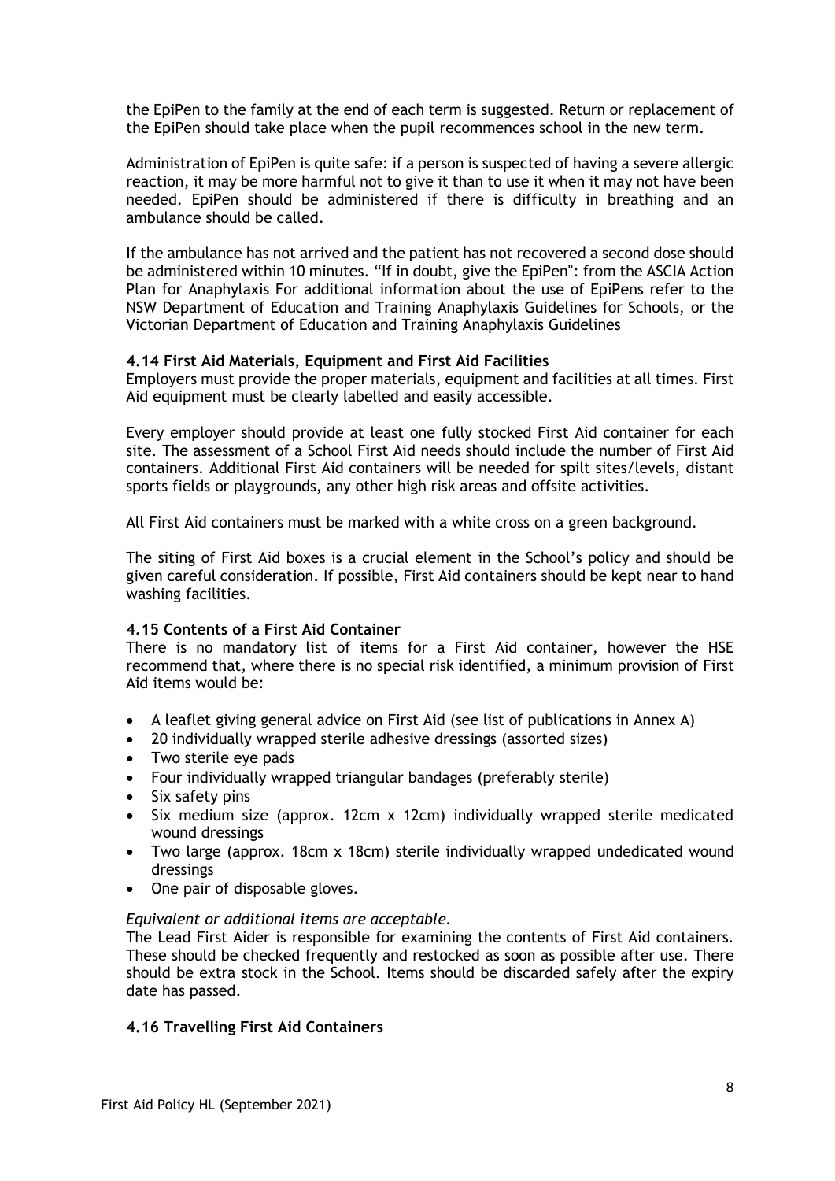the EpiPen to the family at the end of each term is suggested. Return or replacement of the EpiPen should take place when the pupil recommences school in the new term.

Administration of EpiPen is quite safe: if a person is suspected of having a severe allergic reaction, it may be more harmful not to give it than to use it when it may not have been needed. EpiPen should be administered if there is difficulty in breathing and an ambulance should be called.

If the ambulance has not arrived and the patient has not recovered a second dose should be administered within 10 minutes. "If in doubt, give the EpiPen": from the ASCIA Action Plan for Anaphylaxis For additional information about the use of EpiPens refer to the NSW Department of Education and Training Anaphylaxis Guidelines for Schools, or the Victorian Department of Education and Training Anaphylaxis Guidelines

**4.14 First Aid Materials, Equipment and First Aid Facilities**
Employers must provide the proper materials, equipment and facilities at all times. First Aid equipment must be clearly labelled and easily accessible.

Every employer should provide at least one fully stocked First Aid container for each site. The assessment of a School First Aid needs should include the number of First Aid containers. Additional First Aid containers will be needed for spilt sites/levels, distant sports fields or playgrounds, any other high risk areas and offsite activities.

All First Aid containers must be marked with a white cross on a green background.

The siting of First Aid boxes is a crucial element in the School's policy and should be given careful consideration. If possible, First Aid containers should be kept near to hand washing facilities.

**4.15 Contents of a First Aid Container**
There is no mandatory list of items for a First Aid container, however the HSE recommend that, where there is no special risk identified, a minimum provision of First Aid items would be:

- A leaflet giving general advice on First Aid (see list of publications in Annex A)
- 20 individually wrapped sterile adhesive dressings (assorted sizes)
- Two sterile eye pads
- Four individually wrapped triangular bandages (preferably sterile)
- Six safety pins
- Six medium size (approx. 12cm x 12cm) individually wrapped sterile medicated wound dressings
- Two large (approx. 18cm x 18cm) sterile individually wrapped undedicated wound dressings
- One pair of disposable gloves.

*Equivalent or additional items are acceptable.*
The Lead First Aider is responsible for examining the contents of First Aid containers. These should be checked frequently and restocked as soon as possible after use. There should be extra stock in the School. Items should be discarded safely after the expiry date has passed.

**4.16 Travelling First Aid Containers**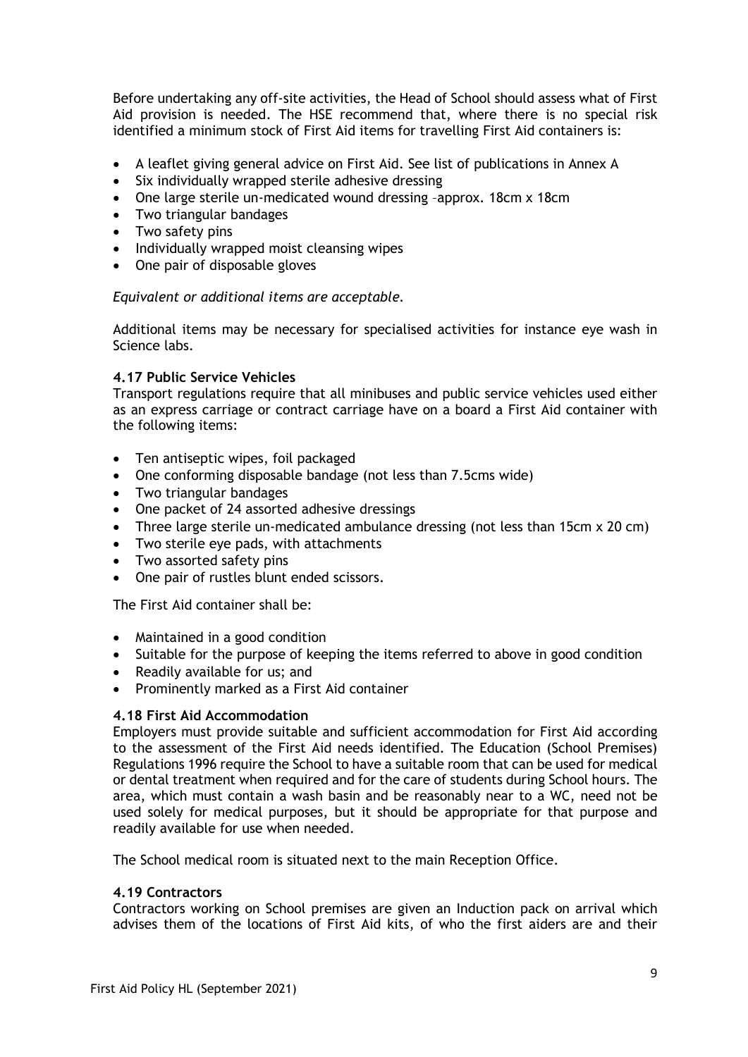Before undertaking any off-site activities, the Head of School should assess what of First Aid provision is needed. The HSE recommend that, where there is no special risk identified a minimum stock of First Aid items for travelling First Aid containers is:

- A leaflet giving general advice on First Aid. See list of publications in Annex A
- Six individually wrapped sterile adhesive dressing
- One large sterile un-medicated wound dressing –approx. 18cm x 18cm
- Two triangular bandages
- Two safety pins
- Individually wrapped moist cleansing wipes
- One pair of disposable gloves

*Equivalent or additional items are acceptable.*

Additional items may be necessary for specialised activities for instance eye wash in Science labs.

#### 4.17 Public Service Vehicles

Transport regulations require that all minibuses and public service vehicles used either as an express carriage or contract carriage have on a board a First Aid container with the following items:

- Ten antiseptic wipes, foil packaged
- One conforming disposable bandage (not less than 7.5cms wide)
- Two triangular bandages
- One packet of 24 assorted adhesive dressings
- Three large sterile un-medicated ambulance dressing (not less than 15cm x 20 cm)
- Two sterile eye pads, with attachments
- Two assorted safety pins
- One pair of rustles blunt ended scissors.

The First Aid container shall be:

- Maintained in a good condition
- Suitable for the purpose of keeping the items referred to above in good condition
- Readily available for us; and
- Prominently marked as a First Aid container

#### 4.18 First Aid Accommodation

Employers must provide suitable and sufficient accommodation for First Aid according to the assessment of the First Aid needs identified. The Education (School Premises) Regulations 1996 require the School to have a suitable room that can be used for medical or dental treatment when required and for the care of students during School hours. The area, which must contain a wash basin and be reasonably near to a WC, need not be used solely for medical purposes, but it should be appropriate for that purpose and readily available for use when needed.

The School medical room is situated next to the main Reception Office.

#### 4.19 Contractors

Contractors working on School premises are given an Induction pack on arrival which advises them of the locations of First Aid kits, of who the first aiders are and their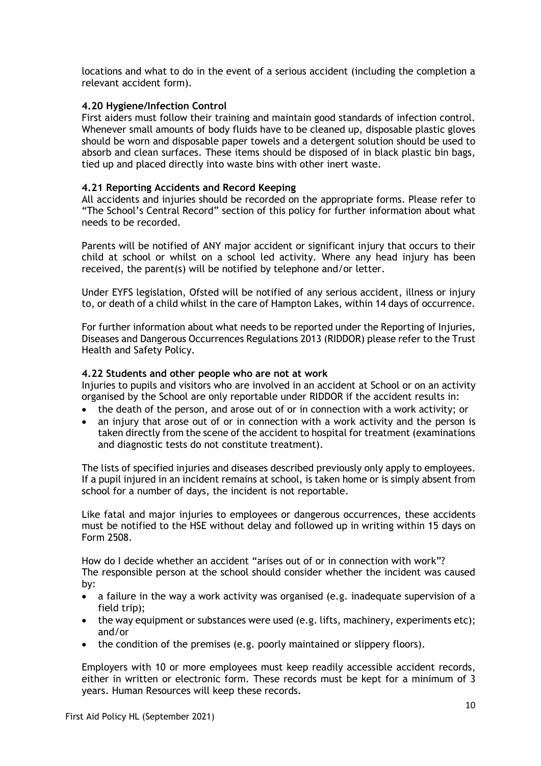locations and what to do in the event of a serious accident (including the completion a relevant accident form).

### 4.20 Hygiene/Infection Control

First aiders must follow their training and maintain good standards of infection control. Whenever small amounts of body fluids have to be cleaned up, disposable plastic gloves should be worn and disposable paper towels and a detergent solution should be used to absorb and clean surfaces. These items should be disposed of in black plastic bin bags, tied up and placed directly into waste bins with other inert waste.

### 4.21 Reporting Accidents and Record Keeping

All accidents and injuries should be recorded on the appropriate forms. Please refer to "The School's Central Record" section of this policy for further information about what needs to be recorded.

Parents will be notified of ANY major accident or significant injury that occurs to their child at school or whilst on a school led activity. Where any head injury has been received, the parent(s) will be notified by telephone and/or letter.

Under EYFS legislation, Ofsted will be notified of any serious accident, illness or injury to, or death of a child whilst in the care of Hampton Lakes, within 14 days of occurrence.

For further information about what needs to be reported under the Reporting of Injuries, Diseases and Dangerous Occurrences Regulations 2013 (RIDDOR) please refer to the Trust Health and Safety Policy.

### 4.22 Students and other people who are not at work

Injuries to pupils and visitors who are involved in an accident at School or on an activity organised by the School are only reportable under RIDDOR if the accident results in:

- the death of the person, and arose out of or in connection with a work activity; or
- an injury that arose out of or in connection with a work activity and the person is taken directly from the scene of the accident to hospital for treatment (examinations and diagnostic tests do not constitute treatment).

The lists of specified injuries and diseases described previously only apply to employees. If a pupil injured in an incident remains at school, is taken home or is simply absent from school for a number of days, the incident is not reportable.

Like fatal and major injuries to employees or dangerous occurrences, these accidents must be notified to the HSE without delay and followed up in writing within 15 days on Form 2508.

How do I decide whether an accident "arises out of or in connection with work"?
The responsible person at the school should consider whether the incident was caused by:

- a failure in the way a work activity was organised (e.g. inadequate supervision of a field trip);
- the way equipment or substances were used (e.g. lifts, machinery, experiments etc); and/or
- the condition of the premises (e.g. poorly maintained or slippery floors).

Employers with 10 or more employees must keep readily accessible accident records, either in written or electronic form. These records must be kept for a minimum of 3 years. Human Resources will keep these records.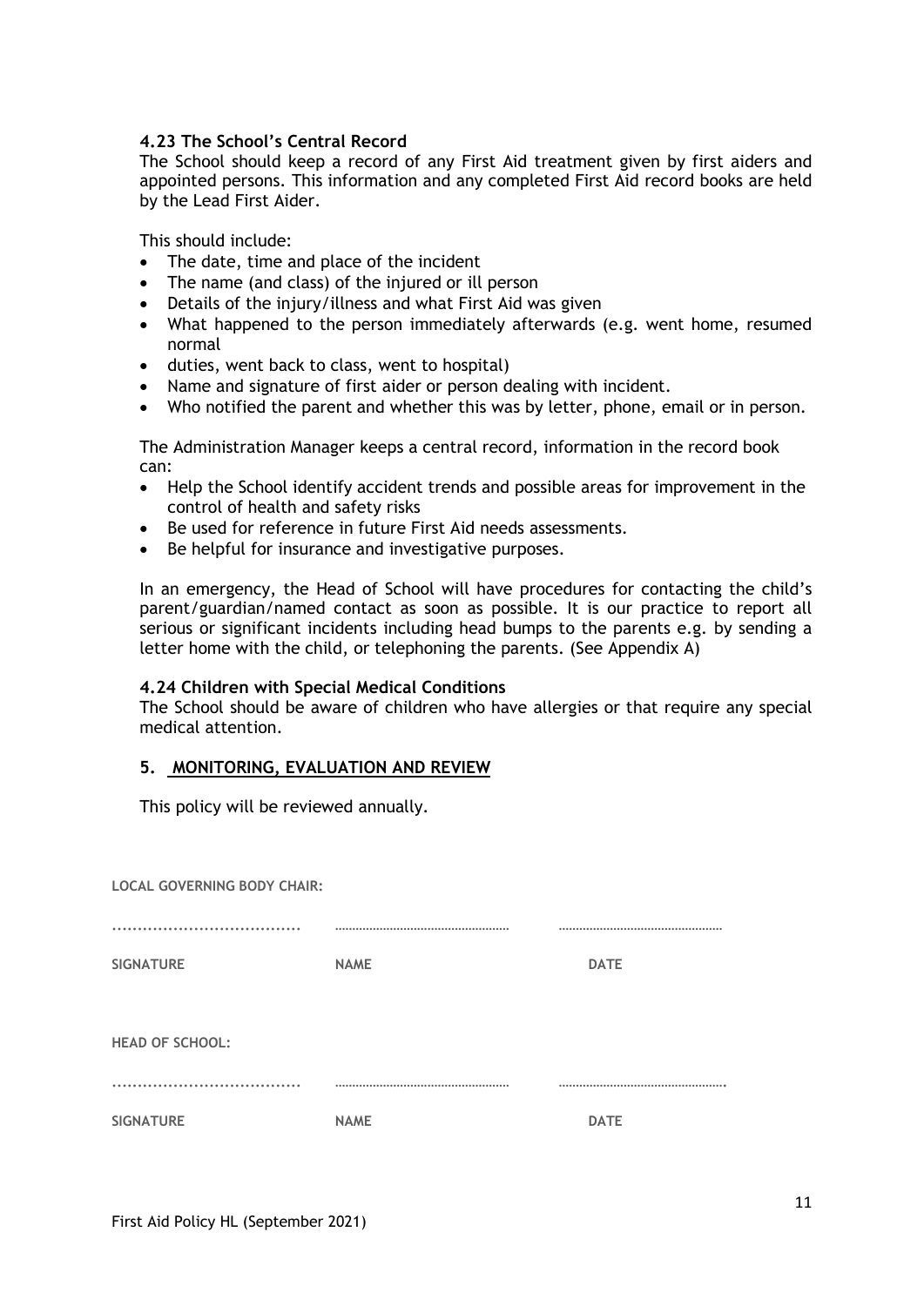### 4.23 The School's Central Record

The School should keep a record of any First Aid treatment given by first aiders and appointed persons. This information and any completed First Aid record books are held by the Lead First Aider.

This should include:

- The date, time and place of the incident
- The name (and class) of the injured or ill person
- Details of the injury/illness and what First Aid was given
- What happened to the person immediately afterwards (e.g. went home, resumed normal
- duties, went back to class, went to hospital)
- Name and signature of first aider or person dealing with incident.
- Who notified the parent and whether this was by letter, phone, email or in person.

The Administration Manager keeps a central record, information in the record book can:

- Help the School identify accident trends and possible areas for improvement in the control of health and safety risks
- Be used for reference in future First Aid needs assessments.
- Be helpful for insurance and investigative purposes.

In an emergency, the Head of School will have procedures for contacting the child's parent/guardian/named contact as soon as possible. It is our practice to report all serious or significant incidents including head bumps to the parents e.g. by sending a letter home with the child, or telephoning the parents. (See Appendix A)

### 4.24 Children with Special Medical Conditions

The School should be aware of children who have allergies or that require any special medical attention.

## 5. MONITORING, EVALUATION AND REVIEW

This policy will be reviewed annually.

**LOCAL GOVERNING BODY CHAIR:**

| ………………………… | ………………………… | ………………………… |
|---|---|---|
| **SIGNATURE** | **NAME** | **DATE** |

**HEAD OF SCHOOL:**

| ………………………… | ………………………… | ………………………… |
|---|---|---|
| **SIGNATURE** | **NAME** | **DATE** |

First Aid Policy HL (September 2021)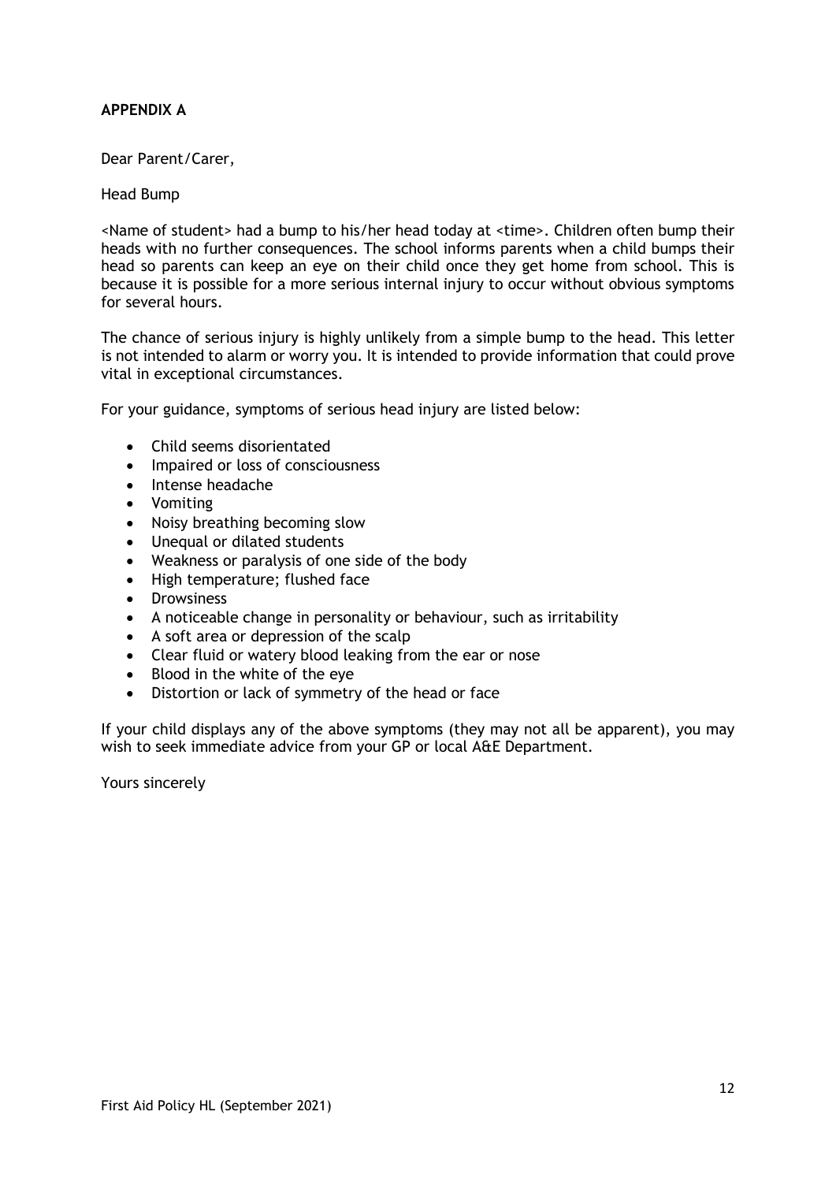**APPENDIX A**

Dear Parent/Carer,

Head Bump

<Name of student> had a bump to his/her head today at <time>. Children often bump their heads with no further consequences. The school informs parents when a child bumps their head so parents can keep an eye on their child once they get home from school. This is because it is possible for a more serious internal injury to occur without obvious symptoms for several hours.

The chance of serious injury is highly unlikely from a simple bump to the head. This letter is not intended to alarm or worry you. It is intended to provide information that could prove vital in exceptional circumstances.

For your guidance, symptoms of serious head injury are listed below:

- Child seems disorientated
- Impaired or loss of consciousness
- Intense headache
- Vomiting
- Noisy breathing becoming slow
- Unequal or dilated students
- Weakness or paralysis of one side of the body
- High temperature; flushed face
- Drowsiness
- A noticeable change in personality or behaviour, such as irritability
- A soft area or depression of the scalp
- Clear fluid or watery blood leaking from the ear or nose
- Blood in the white of the eye
- Distortion or lack of symmetry of the head or face

If your child displays any of the above symptoms (they may not all be apparent), you may wish to seek immediate advice from your GP or local A&E Department.

Yours sincerely